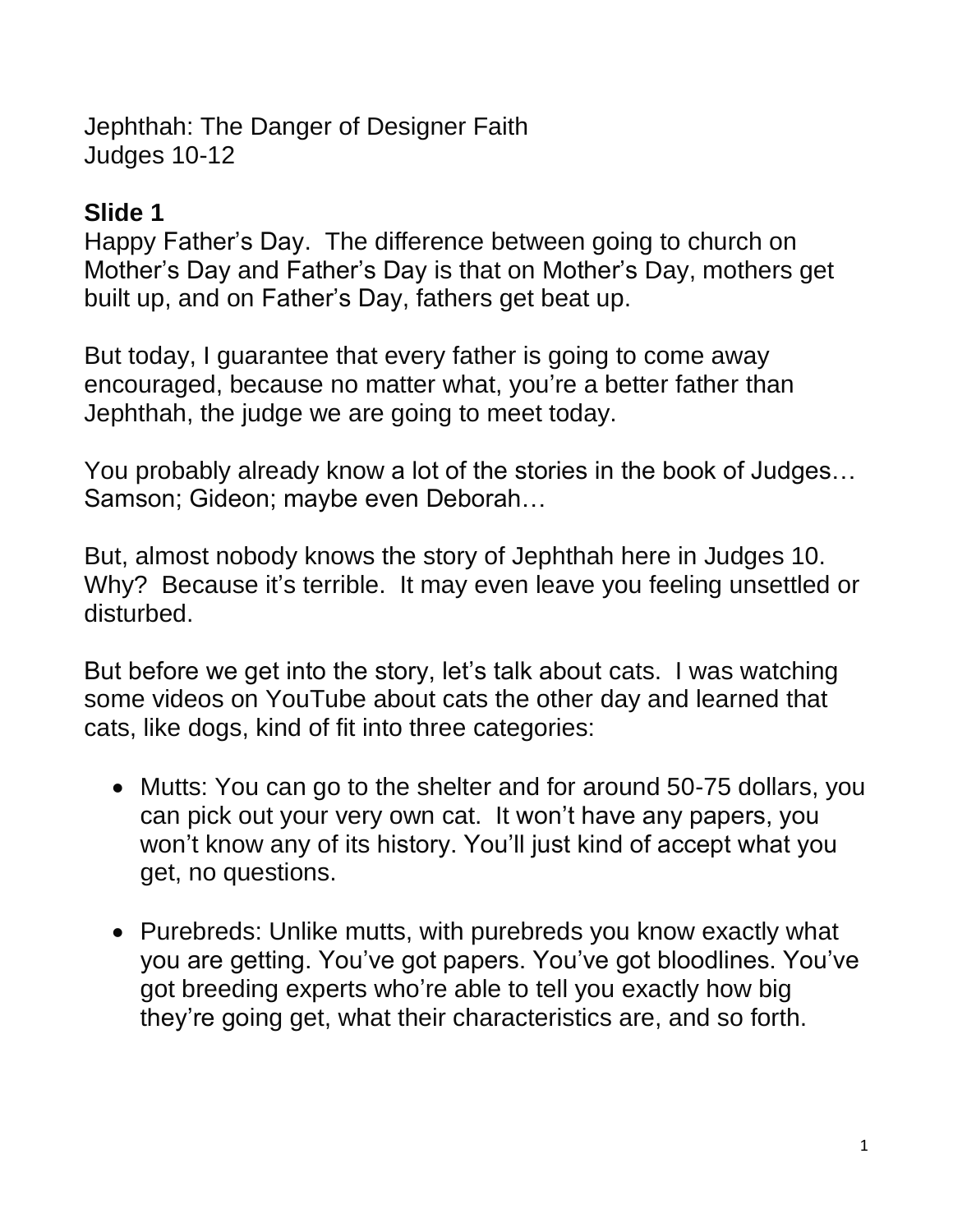Jephthah: The Danger of Designer Faith
Judges 10-12

**Slide 1**

Happy Father's Day. The difference between going to church on Mother's Day and Father's Day is that on Mother's Day, mothers get built up, and on Father's Day, fathers get beat up.

But today, I guarantee that every father is going to come away encouraged, because no matter what, you're a better father than Jephthah, the judge we are going to meet today.

You probably already know a lot of the stories in the book of Judges… Samson; Gideon; maybe even Deborah…

But, almost nobody knows the story of Jephthah here in Judges 10. Why? Because it's terrible. It may even leave you feeling unsettled or disturbed.

But before we get into the story, let's talk about cats. I was watching some videos on YouTube about cats the other day and learned that cats, like dogs, kind of fit into three categories:

- Mutts: You can go to the shelter and for around 50-75 dollars, you can pick out your very own cat. It won't have any papers, you won't know any of its history. You'll just kind of accept what you get, no questions.

- Purebreds: Unlike mutts, with purebreds you know exactly what you are getting. You've got papers. You've got bloodlines. You've got breeding experts who're able to tell you exactly how big they're going get, what their characteristics are, and so forth.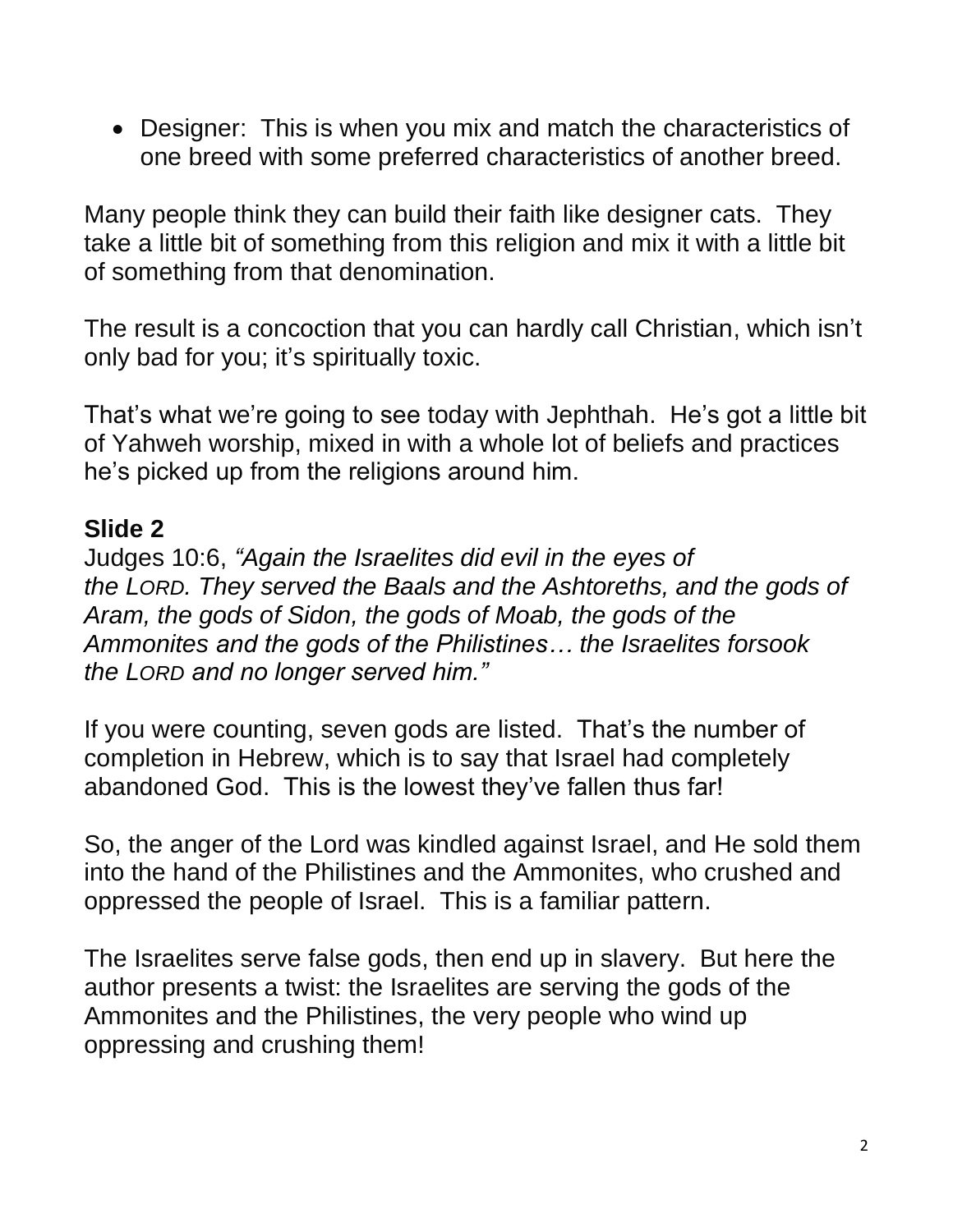- Designer: This is when you mix and match the characteristics of one breed with some preferred characteristics of another breed.

Many people think they can build their faith like designer cats. They take a little bit of something from this religion and mix it with a little bit of something from that denomination.

The result is a concoction that you can hardly call Christian, which isn't only bad for you; it's spiritually toxic.

That's what we're going to see today with Jephthah. He's got a little bit of Yahweh worship, mixed in with a whole lot of beliefs and practices he's picked up from the religions around him.

**Slide 2**

Judges 10:6, *"Again the Israelites did evil in the eyes of the LORD. They served the Baals and the Ashtoreths, and the gods of Aram, the gods of Sidon, the gods of Moab, the gods of the Ammonites and the gods of the Philistines… the Israelites forsook the LORD and no longer served him."*

If you were counting, seven gods are listed. That's the number of completion in Hebrew, which is to say that Israel had completely abandoned God. This is the lowest they've fallen thus far!

So, the anger of the Lord was kindled against Israel, and He sold them into the hand of the Philistines and the Ammonites, who crushed and oppressed the people of Israel. This is a familiar pattern.

The Israelites serve false gods, then end up in slavery. But here the author presents a twist: the Israelites are serving the gods of the Ammonites and the Philistines, the very people who wind up oppressing and crushing them!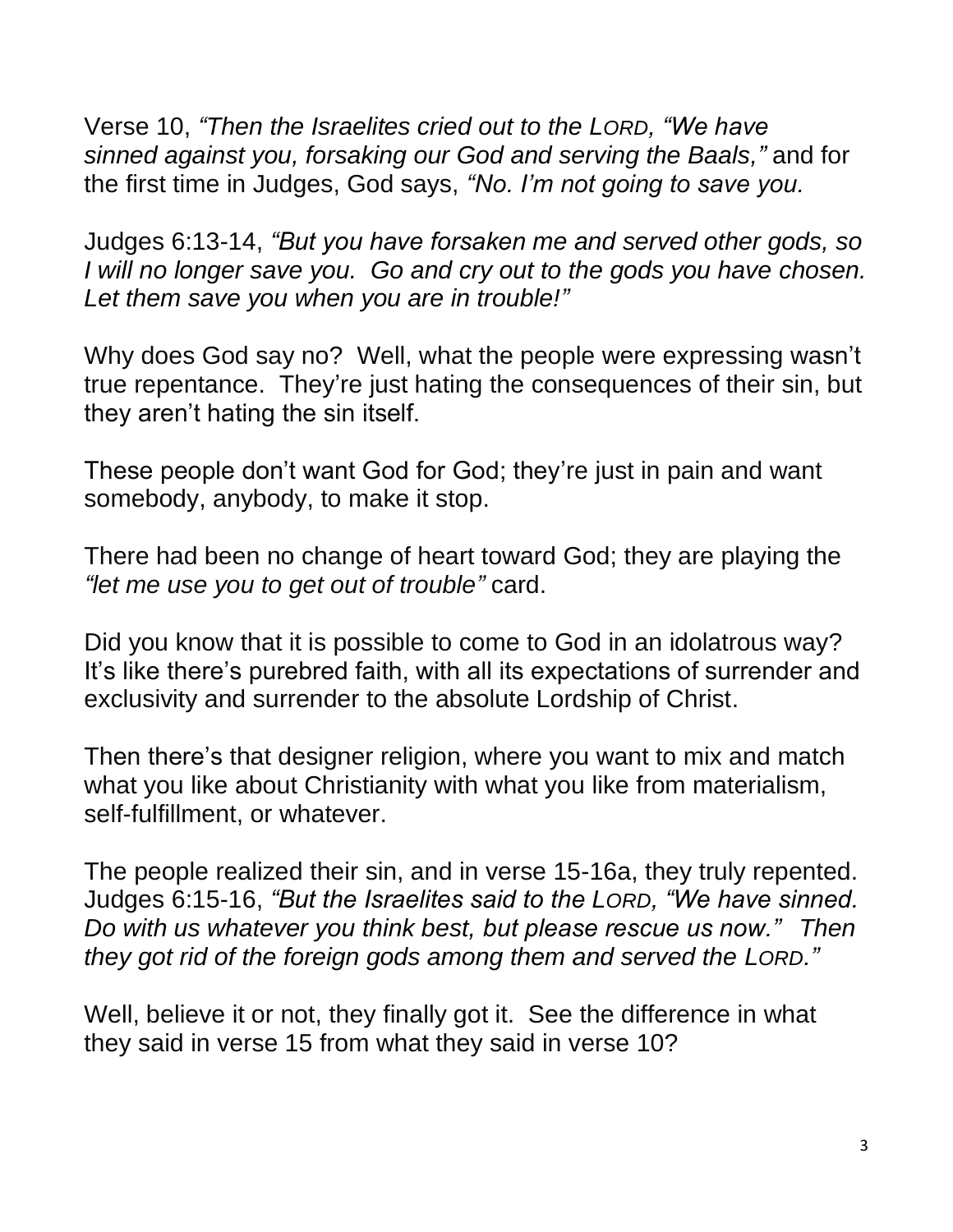Verse 10, *"Then the Israelites cried out to the LORD, "We have sinned against you, forsaking our God and serving the Baals,"* and for the first time in Judges, God says, *"No. I'm not going to save you.*

Judges 6:13-14, *"But you have forsaken me and served other gods, so I will no longer save you. Go and cry out to the gods you have chosen. Let them save you when you are in trouble!"*

Why does God say no? Well, what the people were expressing wasn't true repentance. They're just hating the consequences of their sin, but they aren't hating the sin itself.

These people don't want God for God; they're just in pain and want somebody, anybody, to make it stop.

There had been no change of heart toward God; they are playing the *"let me use you to get out of trouble"* card.

Did you know that it is possible to come to God in an idolatrous way? It's like there's purebred faith, with all its expectations of surrender and exclusivity and surrender to the absolute Lordship of Christ.

Then there's that designer religion, where you want to mix and match what you like about Christianity with what you like from materialism, self-fulfillment, or whatever.

The people realized their sin, and in verse 15-16a, they truly repented. Judges 6:15-16, *"But the Israelites said to the LORD, "We have sinned. Do with us whatever you think best, but please rescue us now." Then they got rid of the foreign gods among them and served the LORD."*

Well, believe it or not, they finally got it. See the difference in what they said in verse 15 from what they said in verse 10?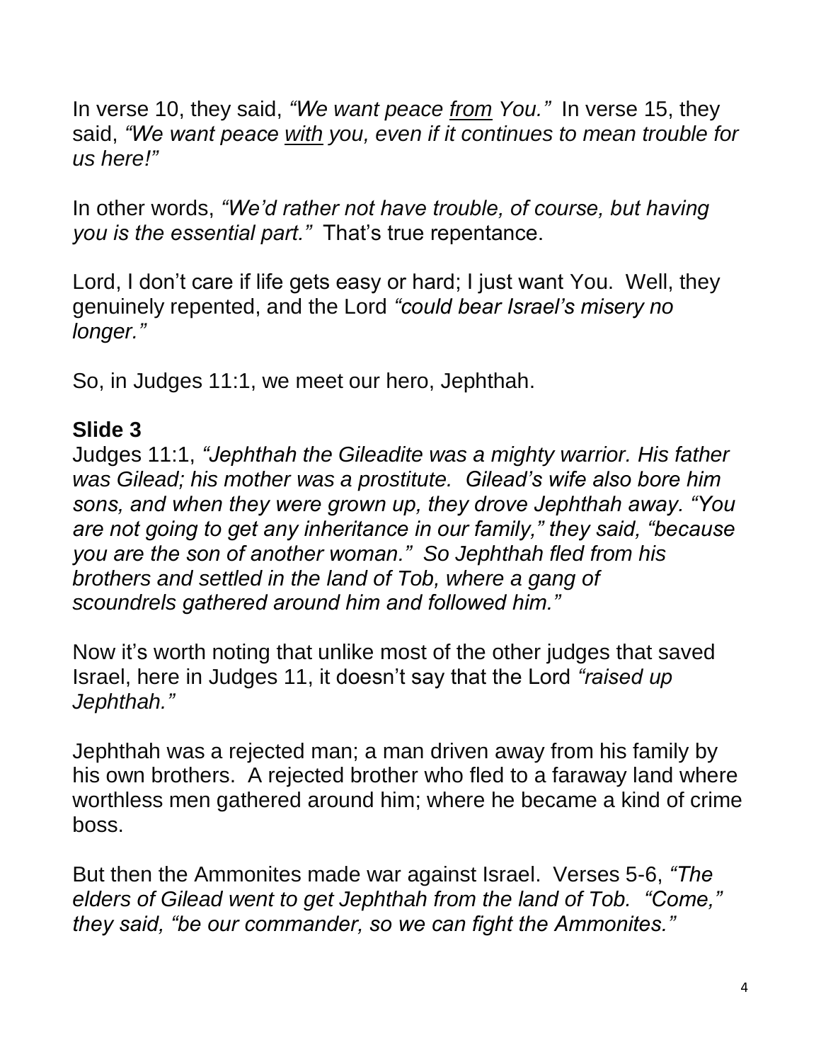In verse 10, they said, *"We want peace <u>from</u> You."* In verse 15, they said, *"We want peace <u>with</u> you, even if it continues to mean trouble for us here!"*

In other words, *"We'd rather not have trouble, of course, but having you is the essential part."* That's true repentance.

Lord, I don't care if life gets easy or hard; I just want You. Well, they genuinely repented, and the Lord *"could bear Israel's misery no longer."*

So, in Judges 11:1, we meet our hero, Jephthah.

**Slide 3**

Judges 11:1, *"Jephthah the Gileadite was a mighty warrior. His father was Gilead; his mother was a prostitute. Gilead's wife also bore him sons, and when they were grown up, they drove Jephthah away. "You are not going to get any inheritance in our family," they said, "because you are the son of another woman." So Jephthah fled from his brothers and settled in the land of Tob, where a gang of scoundrels gathered around him and followed him."*

Now it's worth noting that unlike most of the other judges that saved Israel, here in Judges 11, it doesn't say that the Lord *"raised up Jephthah."*

Jephthah was a rejected man; a man driven away from his family by his own brothers. A rejected brother who fled to a faraway land where worthless men gathered around him; where he became a kind of crime boss.

But then the Ammonites made war against Israel. Verses 5-6, *"The elders of Gilead went to get Jephthah from the land of Tob. "Come," they said, "be our commander, so we can fight the Ammonites."*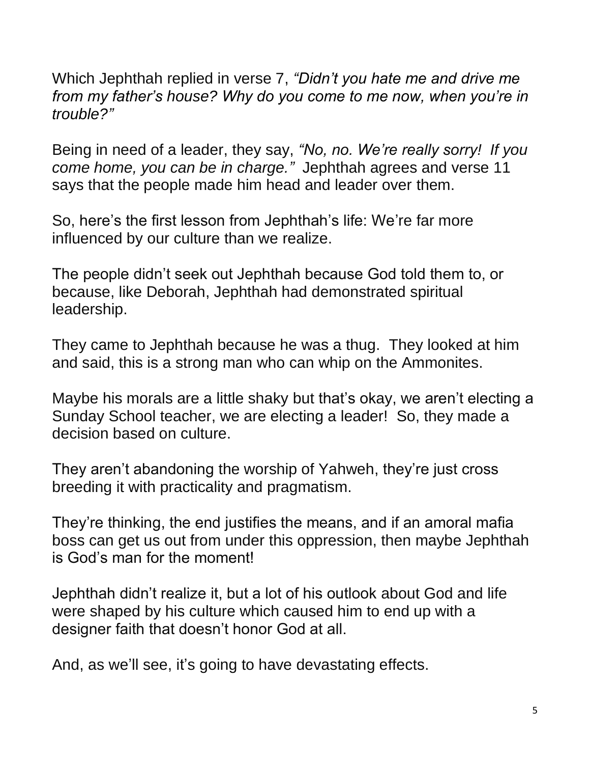Which Jephthah replied in verse 7, *"Didn't you hate me and drive me from my father's house? Why do you come to me now, when you're in trouble?"*

Being in need of a leader, they say, *"No, no. We're really sorry! If you come home, you can be in charge."* Jephthah agrees and verse 11 says that the people made him head and leader over them.

So, here's the first lesson from Jephthah's life: We're far more influenced by our culture than we realize.

The people didn't seek out Jephthah because God told them to, or because, like Deborah, Jephthah had demonstrated spiritual leadership.

They came to Jephthah because he was a thug. They looked at him and said, this is a strong man who can whip on the Ammonites.

Maybe his morals are a little shaky but that's okay, we aren't electing a Sunday School teacher, we are electing a leader! So, they made a decision based on culture.

They aren't abandoning the worship of Yahweh, they're just cross breeding it with practicality and pragmatism.

They're thinking, the end justifies the means, and if an amoral mafia boss can get us out from under this oppression, then maybe Jephthah is God's man for the moment!

Jephthah didn't realize it, but a lot of his outlook about God and life were shaped by his culture which caused him to end up with a designer faith that doesn't honor God at all.

And, as we'll see, it's going to have devastating effects.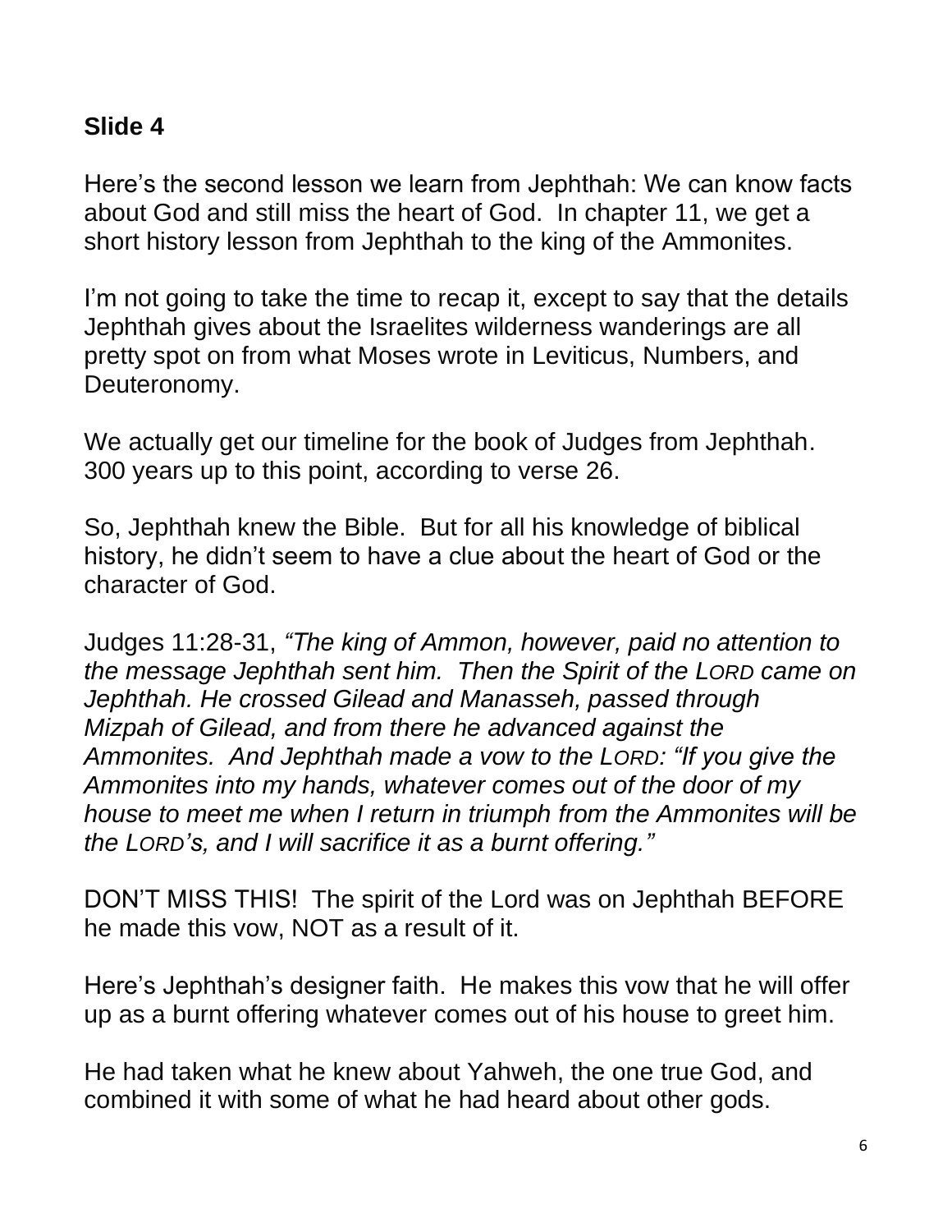**Slide 4**

Here's the second lesson we learn from Jephthah: We can know facts about God and still miss the heart of God. In chapter 11, we get a short history lesson from Jephthah to the king of the Ammonites.

I'm not going to take the time to recap it, except to say that the details Jephthah gives about the Israelites wilderness wanderings are all pretty spot on from what Moses wrote in Leviticus, Numbers, and Deuteronomy.

We actually get our timeline for the book of Judges from Jephthah. 300 years up to this point, according to verse 26.

So, Jephthah knew the Bible. But for all his knowledge of biblical history, he didn't seem to have a clue about the heart of God or the character of God.

Judges 11:28-31, *"The king of Ammon, however, paid no attention to the message Jephthah sent him. Then the Spirit of the LORD came on Jephthah. He crossed Gilead and Manasseh, passed through Mizpah of Gilead, and from there he advanced against the Ammonites. And Jephthah made a vow to the LORD: "If you give the Ammonites into my hands, whatever comes out of the door of my house to meet me when I return in triumph from the Ammonites will be the LORD's, and I will sacrifice it as a burnt offering."*

DON'T MISS THIS! The spirit of the Lord was on Jephthah BEFORE he made this vow, NOT as a result of it.

Here's Jephthah's designer faith. He makes this vow that he will offer up as a burnt offering whatever comes out of his house to greet him.

He had taken what he knew about Yahweh, the one true God, and combined it with some of what he had heard about other gods.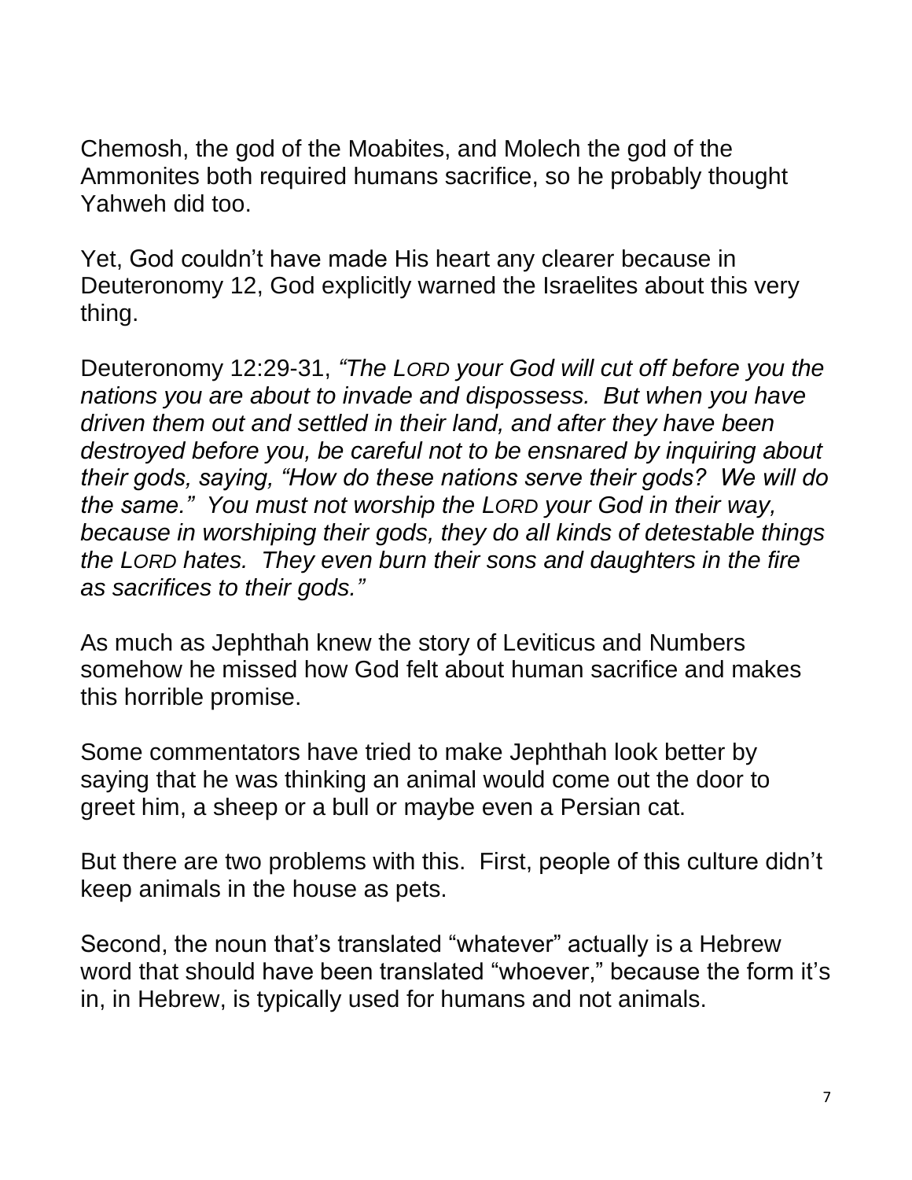Chemosh, the god of the Moabites, and Molech the god of the Ammonites both required humans sacrifice, so he probably thought Yahweh did too.

Yet, God couldn't have made His heart any clearer because in Deuteronomy 12, God explicitly warned the Israelites about this very thing.

Deuteronomy 12:29-31, *"The LORD your God will cut off before you the nations you are about to invade and dispossess. But when you have driven them out and settled in their land, and after they have been destroyed before you, be careful not to be ensnared by inquiring about their gods, saying, "How do these nations serve their gods? We will do the same." You must not worship the LORD your God in their way, because in worshiping their gods, they do all kinds of detestable things the LORD hates. They even burn their sons and daughters in the fire as sacrifices to their gods."*

As much as Jephthah knew the story of Leviticus and Numbers somehow he missed how God felt about human sacrifice and makes this horrible promise.

Some commentators have tried to make Jephthah look better by saying that he was thinking an animal would come out the door to greet him, a sheep or a bull or maybe even a Persian cat.

But there are two problems with this. First, people of this culture didn't keep animals in the house as pets.

Second, the noun that's translated "whatever" actually is a Hebrew word that should have been translated "whoever," because the form it's in, in Hebrew, is typically used for humans and not animals.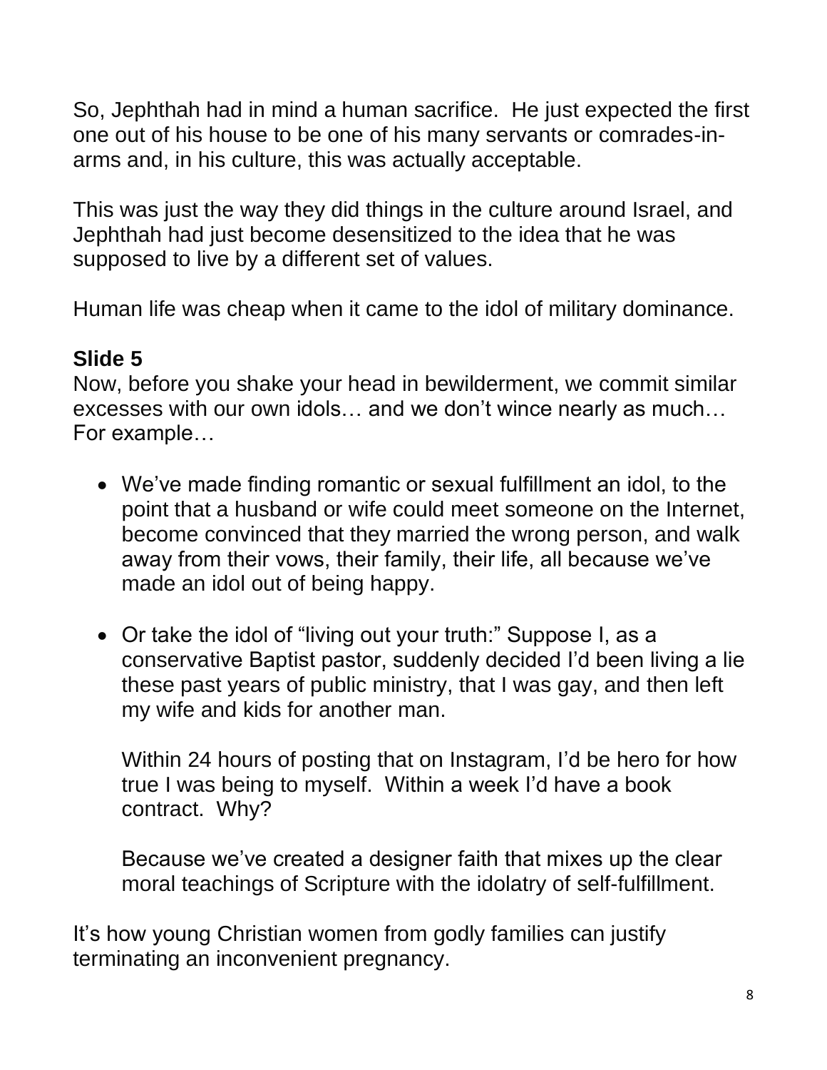So, Jephthah had in mind a human sacrifice. He just expected the first one out of his house to be one of his many servants or comrades-in-arms and, in his culture, this was actually acceptable.

This was just the way they did things in the culture around Israel, and Jephthah had just become desensitized to the idea that he was supposed to live by a different set of values.

Human life was cheap when it came to the idol of military dominance.

**Slide 5**
Now, before you shake your head in bewilderment, we commit similar excesses with our own idols… and we don't wince nearly as much… For example…

- We've made finding romantic or sexual fulfillment an idol, to the point that a husband or wife could meet someone on the Internet, become convinced that they married the wrong person, and walk away from their vows, their family, their life, all because we've made an idol out of being happy.

- Or take the idol of "living out your truth:" Suppose I, as a conservative Baptist pastor, suddenly decided I'd been living a lie these past years of public ministry, that I was gay, and then left my wife and kids for another man.

  Within 24 hours of posting that on Instagram, I'd be hero for how true I was being to myself. Within a week I'd have a book contract. Why?

  Because we've created a designer faith that mixes up the clear moral teachings of Scripture with the idolatry of self-fulfillment.

It's how young Christian women from godly families can justify terminating an inconvenient pregnancy.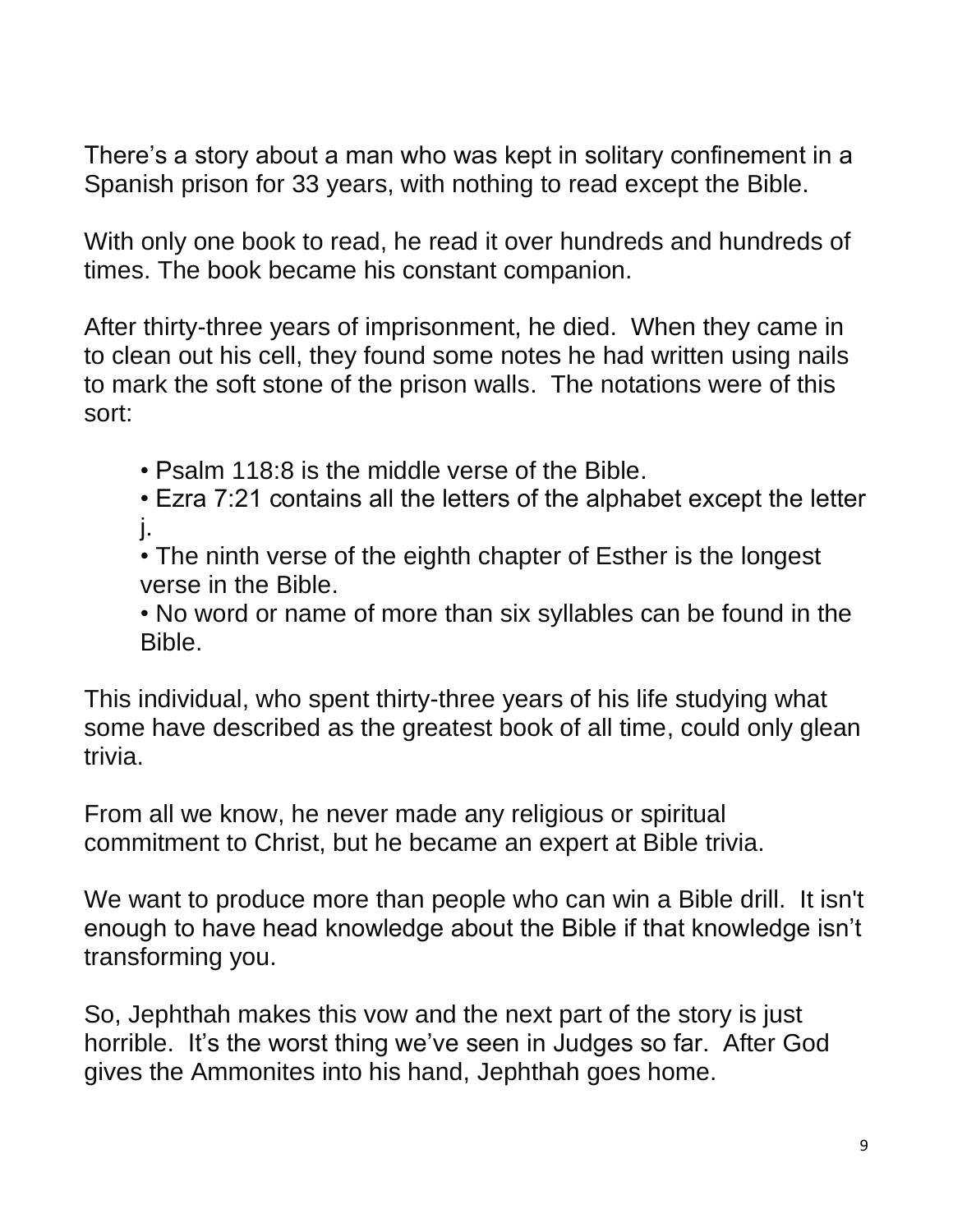There's a story about a man who was kept in solitary confinement in a Spanish prison for 33 years, with nothing to read except the Bible.

With only one book to read, he read it over hundreds and hundreds of times. The book became his constant companion.

After thirty-three years of imprisonment, he died. When they came in to clean out his cell, they found some notes he had written using nails to mark the soft stone of the prison walls. The notations were of this sort:

- Psalm 118:8 is the middle verse of the Bible.
- Ezra 7:21 contains all the letters of the alphabet except the letter j.
- The ninth verse of the eighth chapter of Esther is the longest verse in the Bible.
- No word or name of more than six syllables can be found in the Bible.

This individual, who spent thirty-three years of his life studying what some have described as the greatest book of all time, could only glean trivia.

From all we know, he never made any religious or spiritual commitment to Christ, but he became an expert at Bible trivia.

We want to produce more than people who can win a Bible drill. It isn't enough to have head knowledge about the Bible if that knowledge isn't transforming you.

So, Jephthah makes this vow and the next part of the story is just horrible. It's the worst thing we've seen in Judges so far. After God gives the Ammonites into his hand, Jephthah goes home.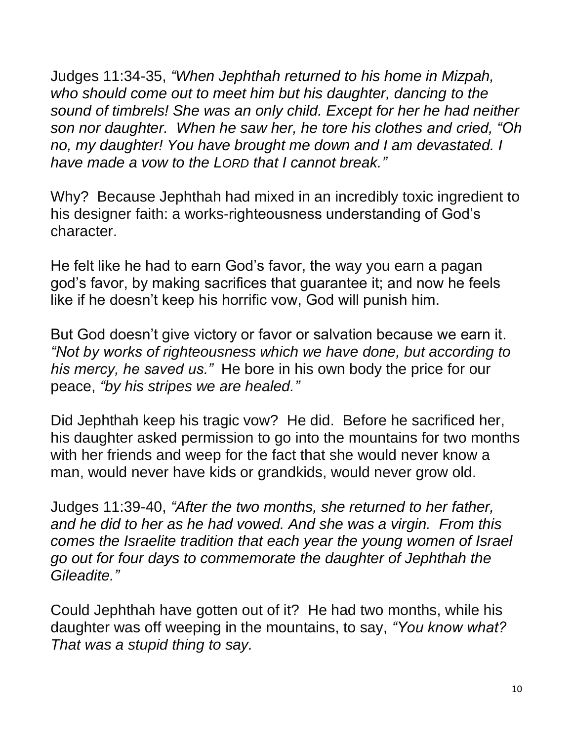Judges 11:34-35, *"When Jephthah returned to his home in Mizpah, who should come out to meet him but his daughter, dancing to the sound of timbrels! She was an only child. Except for her he had neither son nor daughter. When he saw her, he tore his clothes and cried, "Oh no, my daughter! You have brought me down and I am devastated. I have made a vow to the LORD that I cannot break."*

Why? Because Jephthah had mixed in an incredibly toxic ingredient to his designer faith: a works-righteousness understanding of God's character.

He felt like he had to earn God's favor, the way you earn a pagan god's favor, by making sacrifices that guarantee it; and now he feels like if he doesn't keep his horrific vow, God will punish him.

But God doesn't give victory or favor or salvation because we earn it. *"Not by works of righteousness which we have done, but according to his mercy, he saved us."* He bore in his own body the price for our peace, *"by his stripes we are healed."*

Did Jephthah keep his tragic vow? He did. Before he sacrificed her, his daughter asked permission to go into the mountains for two months with her friends and weep for the fact that she would never know a man, would never have kids or grandkids, would never grow old.

Judges 11:39-40, *"After the two months, she returned to her father, and he did to her as he had vowed. And she was a virgin. From this comes the Israelite tradition that each year the young women of Israel go out for four days to commemorate the daughter of Jephthah the Gileadite."*

Could Jephthah have gotten out of it? He had two months, while his daughter was off weeping in the mountains, to say, *"You know what? That was a stupid thing to say.*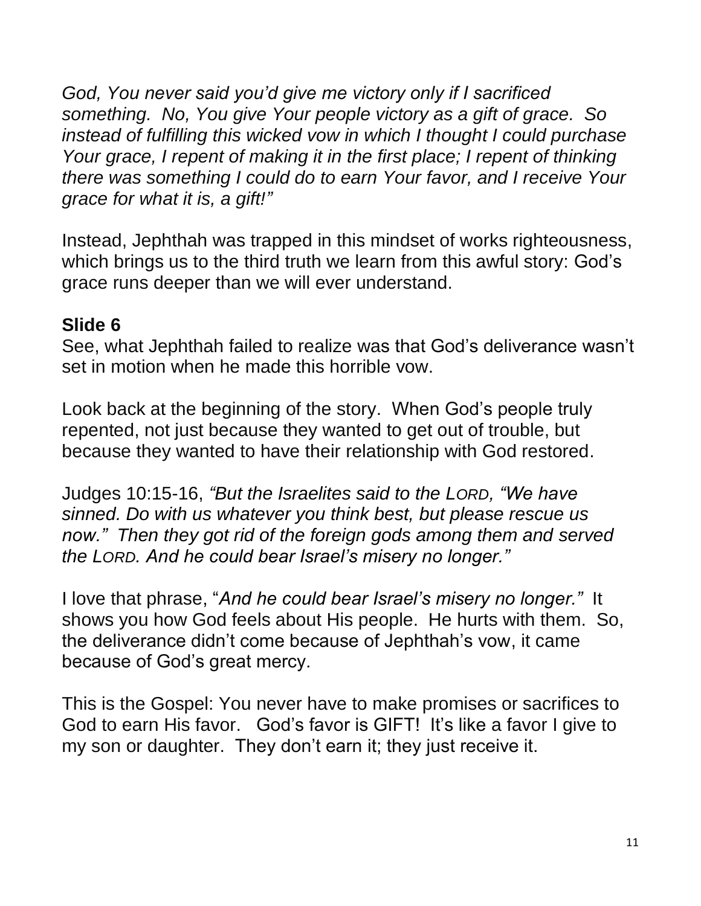*God, You never said you'd give me victory only if I sacrificed something. No, You give Your people victory as a gift of grace. So instead of fulfilling this wicked vow in which I thought I could purchase Your grace, I repent of making it in the first place; I repent of thinking there was something I could do to earn Your favor, and I receive Your grace for what it is, a gift!"*

Instead, Jephthah was trapped in this mindset of works righteousness, which brings us to the third truth we learn from this awful story: God's grace runs deeper than we will ever understand.

**Slide 6**

See, what Jephthah failed to realize was that God's deliverance wasn't set in motion when he made this horrible vow.

Look back at the beginning of the story. When God's people truly repented, not just because they wanted to get out of trouble, but because they wanted to have their relationship with God restored.

Judges 10:15-16, *"But the Israelites said to the LORD, "We have sinned. Do with us whatever you think best, but please rescue us now." Then they got rid of the foreign gods among them and served the LORD. And he could bear Israel's misery no longer."*

I love that phrase, "*And he could bear Israel's misery no longer."* It shows you how God feels about His people. He hurts with them. So, the deliverance didn't come because of Jephthah's vow, it came because of God's great mercy.

This is the Gospel: You never have to make promises or sacrifices to God to earn His favor. God's favor is GIFT! It's like a favor I give to my son or daughter. They don't earn it; they just receive it.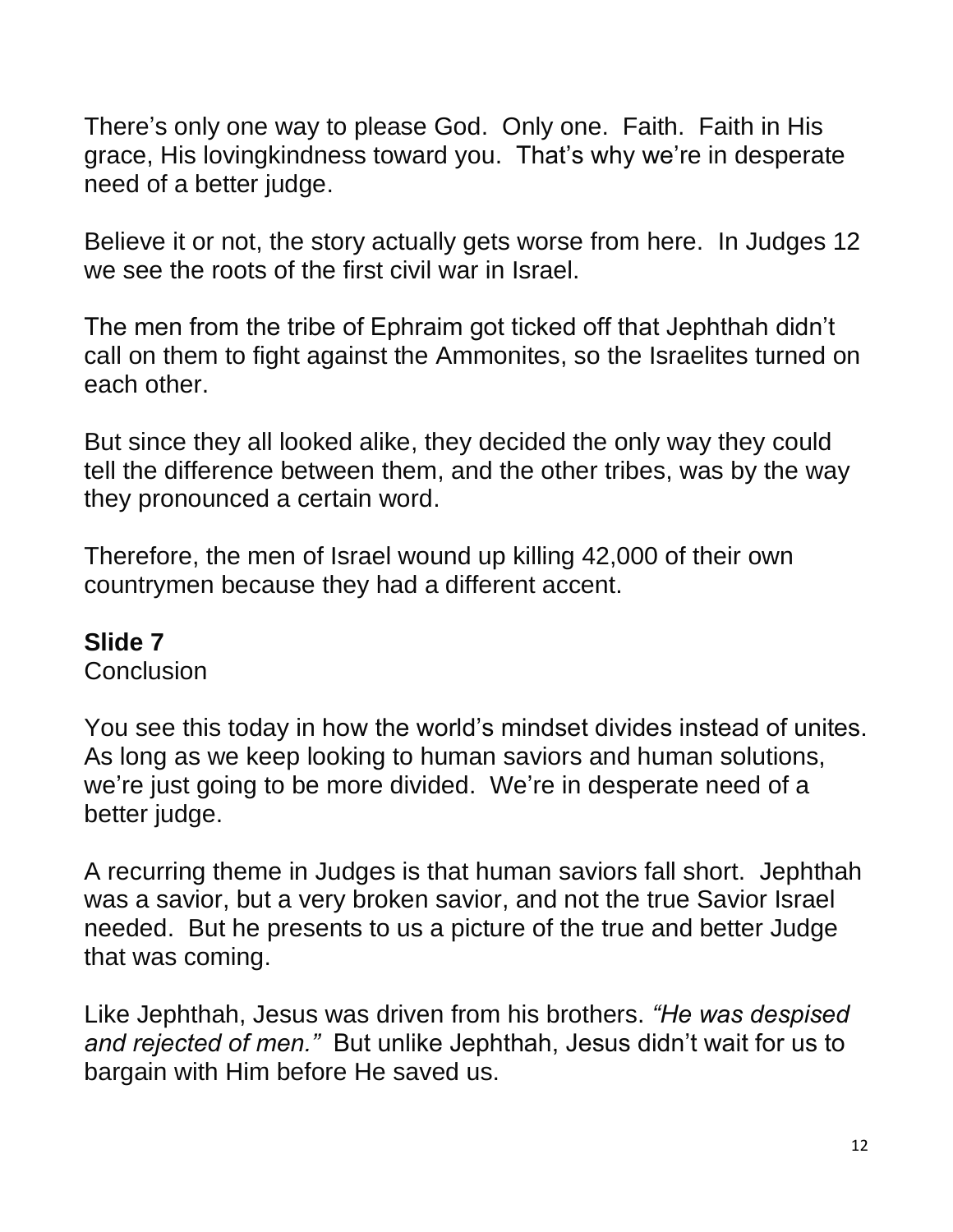There's only one way to please God. Only one. Faith. Faith in His grace, His lovingkindness toward you. That's why we're in desperate need of a better judge.

Believe it or not, the story actually gets worse from here. In Judges 12 we see the roots of the first civil war in Israel.

The men from the tribe of Ephraim got ticked off that Jephthah didn't call on them to fight against the Ammonites, so the Israelites turned on each other.

But since they all looked alike, they decided the only way they could tell the difference between them, and the other tribes, was by the way they pronounced a certain word.

Therefore, the men of Israel wound up killing 42,000 of their own countrymen because they had a different accent.

**Slide 7**
Conclusion

You see this today in how the world's mindset divides instead of unites. As long as we keep looking to human saviors and human solutions, we're just going to be more divided. We're in desperate need of a better judge.

A recurring theme in Judges is that human saviors fall short. Jephthah was a savior, but a very broken savior, and not the true Savior Israel needed. But he presents to us a picture of the true and better Judge that was coming.

Like Jephthah, Jesus was driven from his brothers. *"He was despised and rejected of men."* But unlike Jephthah, Jesus didn't wait for us to bargain with Him before He saved us.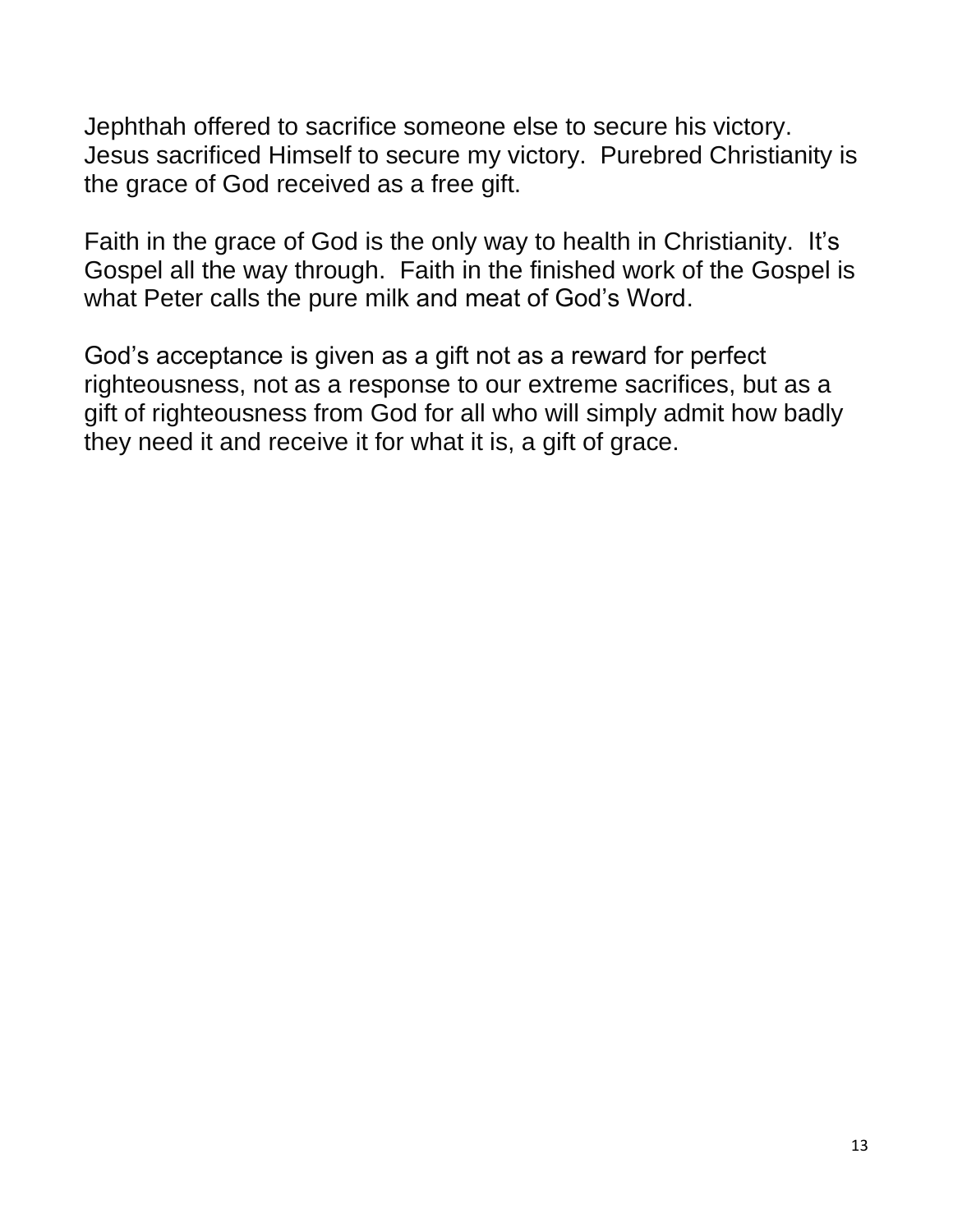Jephthah offered to sacrifice someone else to secure his victory. Jesus sacrificed Himself to secure my victory. Purebred Christianity is the grace of God received as a free gift.

Faith in the grace of God is the only way to health in Christianity. It's Gospel all the way through. Faith in the finished work of the Gospel is what Peter calls the pure milk and meat of God's Word.

God's acceptance is given as a gift not as a reward for perfect righteousness, not as a response to our extreme sacrifices, but as a gift of righteousness from God for all who will simply admit how badly they need it and receive it for what it is, a gift of grace.